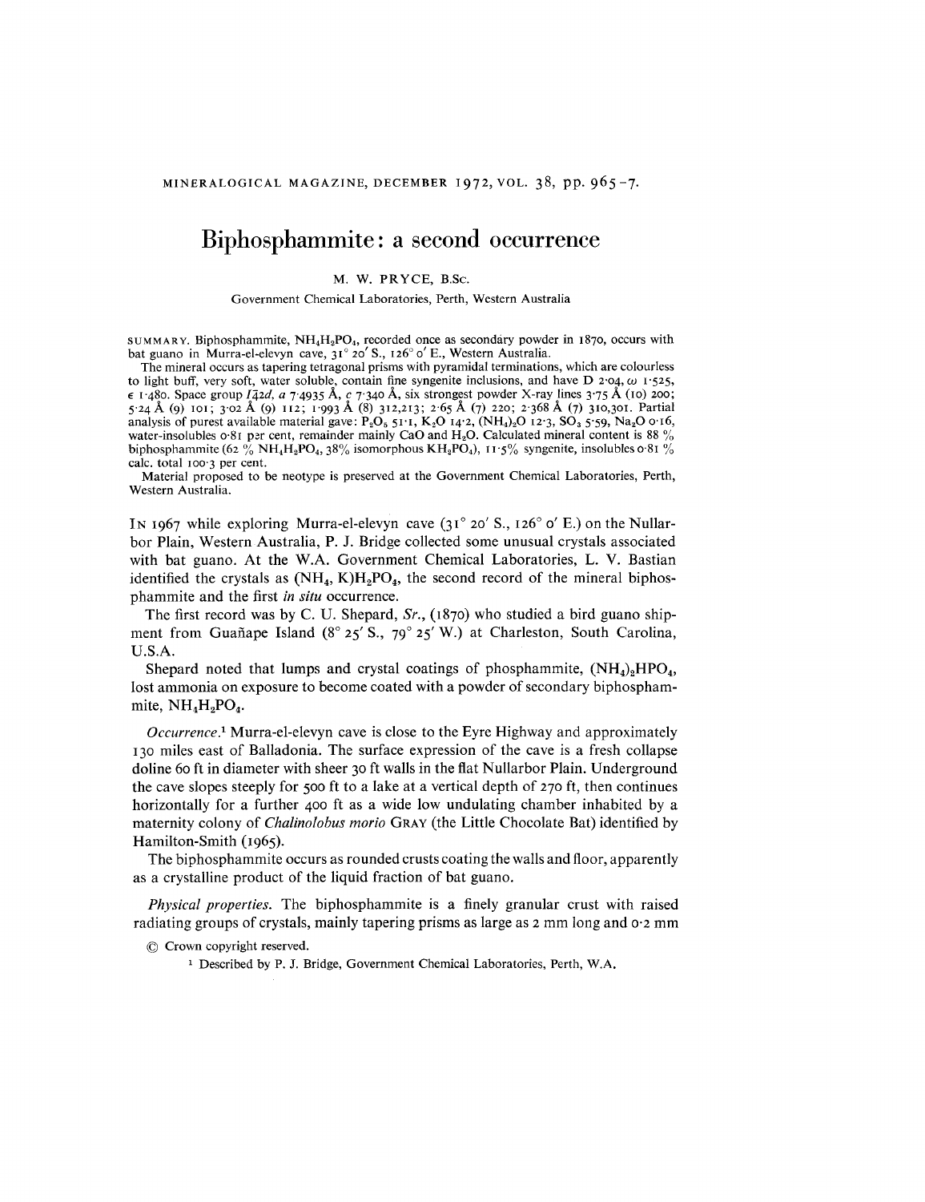# Biphosphammite: a second occurrence

M. W. PRYCE, B.Sc.

Government Chemical Laboratories, Perth, Western Australia

SUMMARY. Biphosphammite, $NH_4H_2PO_4$, recorded once as secondary powder in 1870, occurs with bat guano in Murra-el-elevyn cave, 31° 20′ S., 126° 0′ E., Western Australia.

The mineral occurs as tapering tetragonal prisms with pyramidal terminations, which are colourless to light buff, very soft, water soluble, contain fine syngenite inclusions, and have D 2·04, $\omega$ 1·525, $\epsilon$ 1·480. Space group $I\bar{4}2d$, *a* 7·4935 Å, *c* 7·340 Å, six strongest powder X-ray lines 3·75 Å (10) 200; 5·24 Å (9) 101; 3·02 Å (9) 112; 1·993 Å (8) 312,213; 2·65 Å (7) 220; 2·368 Å (7) 310,301. Partial analysis of purest available material gave: $P_2O_5$ 51·1, $K_2O$ 14·2, $(NH_4)_2O$ 12·3, $SO_3$ 5·59, $Na_2O$ 0·16, water-insolubles 0·81 per cent, remainder mainly CaO and $H_2O$. Calculated mineral content is 88 % biphosphammite (62 % $NH_4H_2PO_4$, 38% isomorphous $KH_2PO_4$), 11·5% syngenite, insolubles 0·81 % calc. total 100·3 per cent.

Material proposed to be neotype is preserved at the Government Chemical Laboratories, Perth, Western Australia.

In 1967 while exploring Murra-el-elevyn cave (31° 20′ S., 126° 0′ E.) on the Nullarbor Plain, Western Australia, P. J. Bridge collected some unusual crystals associated with bat guano. At the W.A. Government Chemical Laboratories, L. V. Bastian identified the crystals as $(NH_4, K)H_2PO_4$, the second record of the mineral biphosphammite and the first *in situ* occurrence.

The first record was by C. U. Shepard, *Sr.*, (1870) who studied a bird guano shipment from Guañape Island (8° 25′ S., 79° 25′ W.) at Charleston, South Carolina, U.S.A.

Shepard noted that lumps and crystal coatings of phosphammite, $(NH_4)_2HPO_4$, lost ammonia on exposure to become coated with a powder of secondary biphosphammite, $NH_4H_2PO_4$.

*Occurrence.*[1] Murra-el-elevyn cave is close to the Eyre Highway and approximately 130 miles east of Balladonia. The surface expression of the cave is a fresh collapse doline 60 ft in diameter with sheer 30 ft walls in the flat Nullarbor Plain. Underground the cave slopes steeply for 500 ft to a lake at a vertical depth of 270 ft, then continues horizontally for a further 400 ft as a wide low undulating chamber inhabited by a maternity colony of *Chalinolobus morio* Gray (the Little Chocolate Bat) identified by Hamilton-Smith (1965).

The biphosphammite occurs as rounded crusts coating the walls and floor, apparently as a crystalline product of the liquid fraction of bat guano.

*Physical properties.* The biphosphammite is a finely granular crust with raised radiating groups of crystals, mainly tapering prisms as large as 2 mm long and 0·2 mm

© Crown copyright reserved.

[1] Described by P. J. Bridge, Government Chemical Laboratories, Perth, W.A.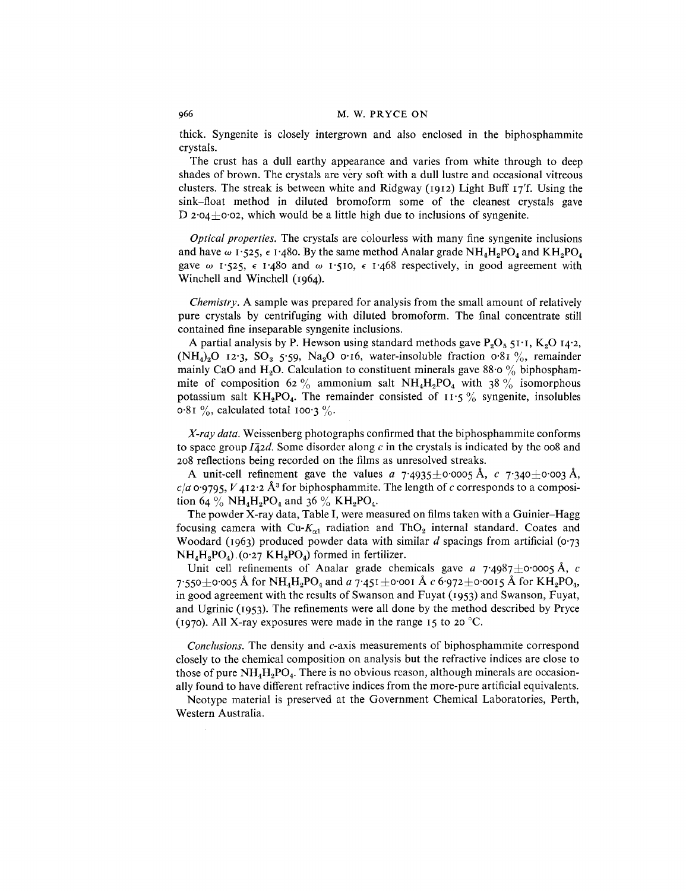thick. Syngenite is closely intergrown and also enclosed in the biphosphammite crystals.

The crust has a dull earthy appearance and varies from white through to deep shades of brown. The crystals are very soft with a dull lustre and occasional vitreous clusters. The streak is between white and Ridgway (1912) Light Buff 17′f. Using the sink–float method in diluted bromoform some of the cleanest crystals gave D 2·04±0·02, which would be a little high due to inclusions of syngenite.

*Optical properties.* The crystals are colourless with many fine syngenite inclusions and have $\omega$ 1·525, $\epsilon$ 1·480. By the same method Analar grade $NH_4H_2PO_4$ and $KH_2PO_4$ gave $\omega$ 1·525, $\epsilon$ 1·480 and $\omega$ 1·510, $\epsilon$ 1·468 respectively, in good agreement with Winchell and Winchell (1964).

*Chemistry.* A sample was prepared for analysis from the small amount of relatively pure crystals by centrifuging with diluted bromoform. The final concentrate still contained fine inseparable syngenite inclusions.

A partial analysis by P. Hewson using standard methods gave $P_2O_5$ 51·1, $K_2O$ 14·2, $(NH_4)_2O$ 12·3, $SO_3$ 5·59, $Na_2O$ 0·16, water-insoluble fraction 0·81 %, remainder mainly CaO and $H_2O$. Calculation to constituent minerals gave 88·0 % biphosphammite of composition 62 % ammonium salt $NH_4H_2PO_4$ with 38 % isomorphous potassium salt $KH_2PO_4$. The remainder consisted of 11·5 % syngenite, insolubles 0·81 %, calculated total 100·3 %.

*X-ray data.* Weissenberg photographs confirmed that the biphosphammite conforms to space group $I\bar{4}2d$. Some disorder along *c* in the crystals is indicated by the 008 and 208 reflections being recorded on the films as unresolved streaks.

A unit-cell refinement gave the values *a* 7·4935±0·0005 Å, *c* 7·340±0·003 Å, *c/a* 0·9795, *V* 412·2 Å$^3$ for biphosphammite. The length of *c* corresponds to a composition 64 % $NH_4H_2PO_4$ and 36 % $KH_2PO_4$.

The powder X-ray data, Table I, were measured on films taken with a Guinier–Hagg focusing camera with Cu-$K_{\alpha 1}$ radiation and $ThO_2$ internal standard. Coates and Woodard (1963) produced powder data with similar *d* spacings from artificial (0·73 $NH_4H_2PO_4$).(0·27 $KH_2PO_4$) formed in fertilizer.

Unit cell refinements of Analar grade chemicals gave *a* 7·4987±0·0005 Å, *c* 7·550±0·005 Å for $NH_4H_2PO_4$ and *a* 7·451±0·001 Å *c* 6·972±0·0015 Å for $KH_2PO_4$, in good agreement with the results of Swanson and Fuyat (1953) and Swanson, Fuyat, and Ugrinic (1953). The refinements were all done by the method described by Pryce (1970). All X-ray exposures were made in the range 15 to 20 °C.

*Conclusions.* The density and *c*-axis measurements of biphosphammite correspond closely to the chemical composition on analysis but the refractive indices are close to those of pure $NH_4H_2PO_4$. There is no obvious reason, although minerals are occasionally found to have different refractive indices from the more-pure artificial equivalents.

Neotype material is preserved at the Government Chemical Laboratories, Perth, Western Australia.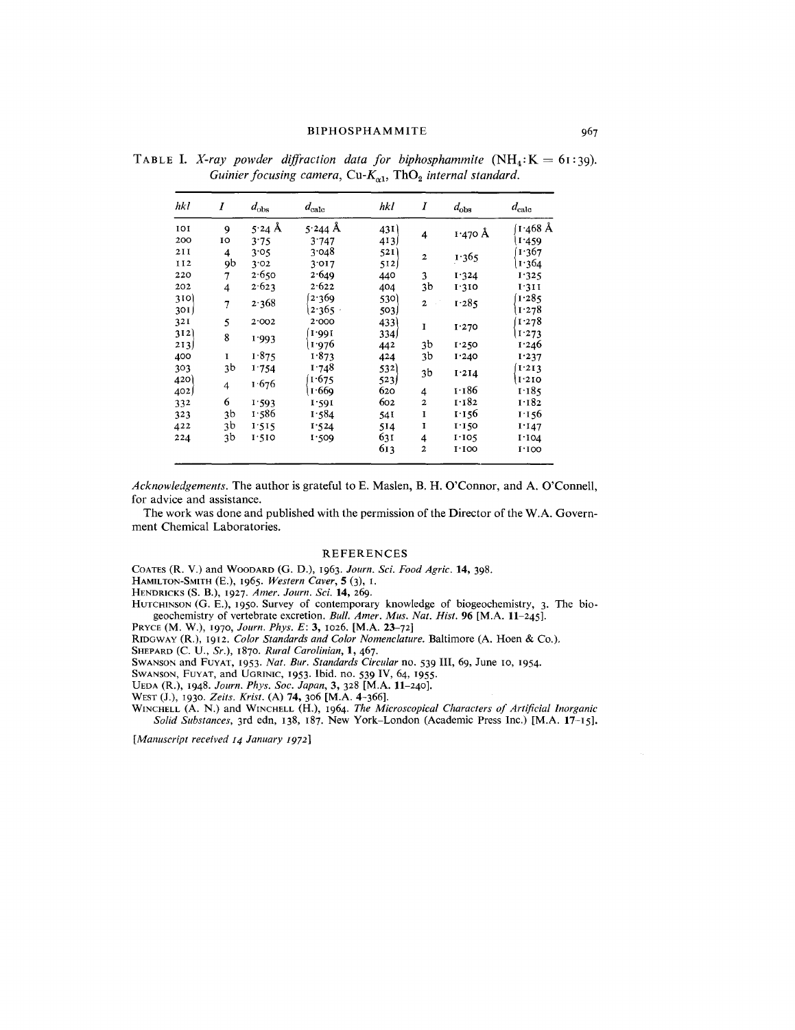TABLE I. *X-ray powder diffraction data for biphosphammite* ($NH_4$:K = 61:39). *Guinier focusing camera*, Cu-$K_{\alpha 1}$, $ThO_2$ *internal standard.*

| *hkl* | *I* | $d_{obs}$ | $d_{calc}$ | *hkl* | *I* | $d_{obs}$ | $d_{calc}$ |
|---|---|---|---|---|---|---|---|
| 101 | 9 | 5·24 Å | 5·244 Å | 431 | 4 | 1·470 Å | 1·468 Å |
| 200 | 10 | 3·75 | 3·747 | 413 | | | 1·459 |
| 211 | 4 | 3·05 | 3·048 | 521 | 2 | 1·365 | 1·367 |
| 112 | 9b | 3·02 | 3·017 | 512 | | | 1·364 |
| 220 | 7 | 2·650 | 2·649 | 440 | 3 | 1·324 | 1·325 |
| 202 | 4 | 2·623 | 2·622 | 404 | 3b | 1·310 | 1·311 |
| 310 | 7 | 2·368 | 2·369 | 530 | 2 | 1·285 | 1·285 |
| 301 | | | 2·365 | 503 | | | 1·278 |
| 321 | 5 | 2·002 | 2·000 | 433 | 1 | 1·270 | 1·278 |
| 312 | 8 | 1·993 | 1·991 | 334 | | | 1·273 |
| 213 | | | 1·976 | 442 | 3b | 1·250 | 1·246 |
| 400 | 1 | 1·875 | 1·873 | 424 | 3b | 1·240 | 1·237 |
| 303 | 3b | 1·754 | 1·748 | 532 | 3b | 1·214 | 1·213 |
| 420 | 4 | 1·676 | 1·675 | 523 | | | 1·210 |
| 402 | | | 1·669 | 620 | 4 | 1·186 | 1·185 |
| 332 | 6 | 1·593 | 1·591 | 602 | 2 | 1·182 | 1·182 |
| 323 | 3b | 1·586 | 1·584 | 541 | 1 | 1·156 | 1·156 |
| 422 | 3b | 1·515 | 1·524 | 514 | 1 | 1·150 | 1·147 |
| 224 | 3b | 1·510 | 1·509 | 631 | 4 | 1·105 | 1·104 |
| | | | | 613 | 2 | 1·100 | 1·100 |

*Acknowledgements.* The author is grateful to E. Maslen, B. H. O'Connor, and A. O'Connell, for advice and assistance.

The work was done and published with the permission of the Director of the W.A. Government Chemical Laboratories.

## REFERENCES

COATES (R. V.) and WOODARD (G. D.), 1963. *Journ. Sci. Food Agric.* **14**, 398.

HAMILTON-SMITH (E.), 1965. *Western Caver*, **5** (3), 1.

HENDRICKS (S. B.), 1927. *Amer. Journ. Sci.* **14**, 269.

HUTCHINSON (G. E.), 1950. Survey of contemporary knowledge of biogeochemistry, 3. The biogeochemistry of vertebrate excretion. *Bull. Amer. Mus. Nat. Hist.* **96** [M.A. **11**-245].

PRYCE (M. W.), 1970, *Journ. Phys. E*: **3**, 1026. [M.A. **23**-72]

RIDGWAY (R.), 1912. *Color Standards and Color Nomenclature.* Baltimore (A. Hoen & Co.).

SHEPARD (C. U., *Sr.*), 1870. *Rural Carolinian*, **1**, 467.

SWANSON and FUYAT, 1953. *Nat. Bur. Standards Circular* no. 539 III, 69, June 10, 1954.

SWANSON, FUYAT, and UGRINIC, 1953. Ibid. no. 539 IV, 64, 1955.

UEDA (R.), 1948. *Journ. Phys. Soc. Japan*, **3**, 328 [M.A. **11**-240].

WEST (J.), 1930. *Zeits. Krist.* (A) **74**, 306 [M.A. 4-366].

WINCHELL (A. N.) and WINCHELL (H.), 1964. *The Microscopical Characters of Artificial Inorganic Solid Substances*, 3rd edn, 138, 187. New York–London (Academic Press Inc.) [M.A. **17**-15].

[*Manuscript received 14 January 1972*]